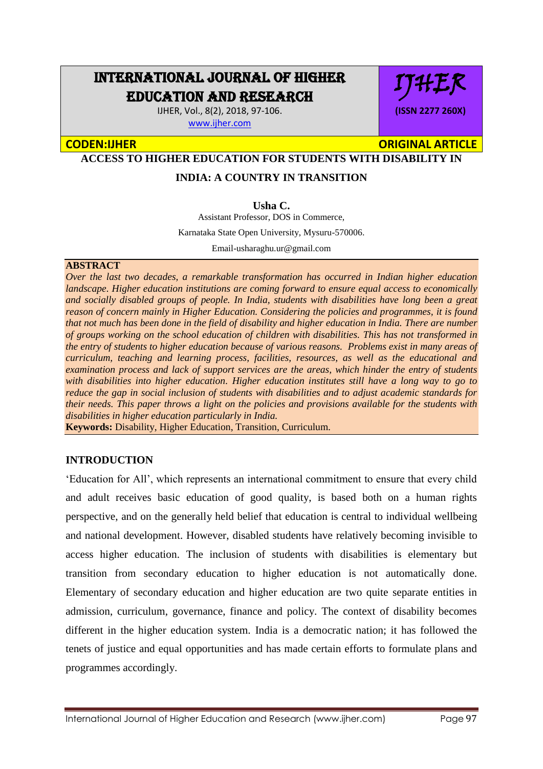# INTERNATIONAL JOURNAL OF HIGHER EDUCATION AND RESEARCH

IJHER, Vol., 8(2), 2018, 97-106.
www.ijher.com

IJHER **(ISSN 2277 260X)**

**CODEN:IJHER** **ORIGINAL ARTICLE**

## ACCESS TO HIGHER EDUCATION FOR STUDENTS WITH DISABILITY IN INDIA: A COUNTRY IN TRANSITION

**Usha C.**

Assistant Professor, DOS in Commerce,

Karnataka State Open University, Mysuru-570006.

Email-usharaghu.ur@gmail.com

**ABSTRACT**

*Over the last two decades, a remarkable transformation has occurred in Indian higher education landscape. Higher education institutions are coming forward to ensure equal access to economically and socially disabled groups of people. In India, students with disabilities have long been a great reason of concern mainly in Higher Education. Considering the policies and programmes, it is found that not much has been done in the field of disability and higher education in India. There are number of groups working on the school education of children with disabilities. This has not transformed in the entry of students to higher education because of various reasons. Problems exist in many areas of curriculum, teaching and learning process, facilities, resources, as well as the educational and examination process and lack of support services are the areas, which hinder the entry of students with disabilities into higher education. Higher education institutes still have a long way to go to reduce the gap in social inclusion of students with disabilities and to adjust academic standards for their needs. This paper throws a light on the policies and provisions available for the students with disabilities in higher education particularly in India.*

**Keywords:** Disability, Higher Education, Transition, Curriculum.

## INTRODUCTION

'Education for All', which represents an international commitment to ensure that every child and adult receives basic education of good quality, is based both on a human rights perspective, and on the generally held belief that education is central to individual wellbeing and national development. However, disabled students have relatively becoming invisible to access higher education. The inclusion of students with disabilities is elementary but transition from secondary education to higher education is not automatically done. Elementary of secondary education and higher education are two quite separate entities in admission, curriculum, governance, finance and policy. The context of disability becomes different in the higher education system. India is a democratic nation; it has followed the tenets of justice and equal opportunities and has made certain efforts to formulate plans and programmes accordingly.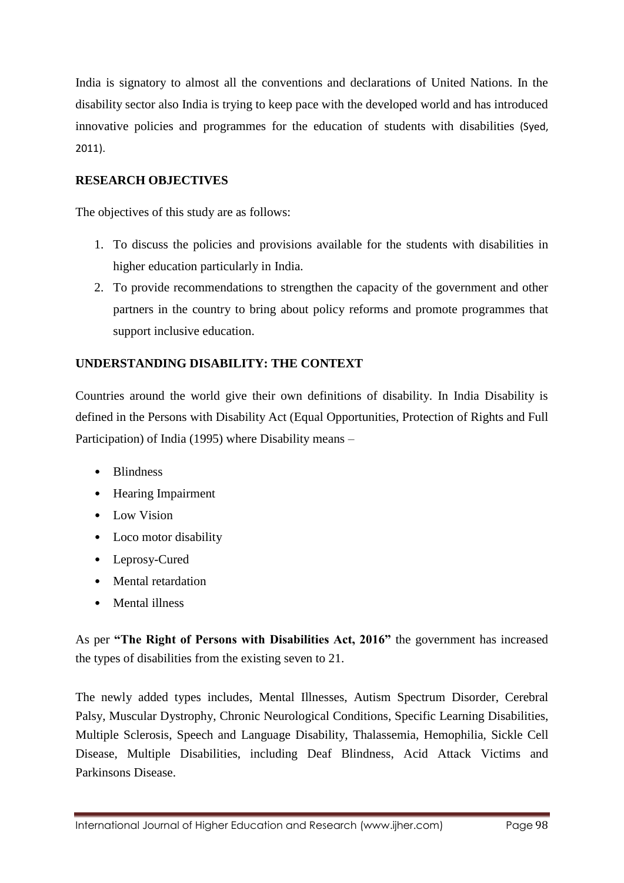India is signatory to almost all the conventions and declarations of United Nations. In the disability sector also India is trying to keep pace with the developed world and has introduced innovative policies and programmes for the education of students with disabilities (Syed, 2011).

## RESEARCH OBJECTIVES

The objectives of this study are as follows:

1. To discuss the policies and provisions available for the students with disabilities in higher education particularly in India.
2. To provide recommendations to strengthen the capacity of the government and other partners in the country to bring about policy reforms and promote programmes that support inclusive education.

## UNDERSTANDING DISABILITY: THE CONTEXT

Countries around the world give their own definitions of disability. In India Disability is defined in the Persons with Disability Act (Equal Opportunities, Protection of Rights and Full Participation) of India (1995) where Disability means –

- Blindness
- Hearing Impairment
- Low Vision
- Loco motor disability
- Leprosy-Cured
- Mental retardation
- Mental illness

As per **"The Right of Persons with Disabilities Act, 2016"** the government has increased the types of disabilities from the existing seven to 21.

The newly added types includes, Mental Illnesses, Autism Spectrum Disorder, Cerebral Palsy, Muscular Dystrophy, Chronic Neurological Conditions, Specific Learning Disabilities, Multiple Sclerosis, Speech and Language Disability, Thalassemia, Hemophilia, Sickle Cell Disease, Multiple Disabilities, including Deaf Blindness, Acid Attack Victims and Parkinsons Disease.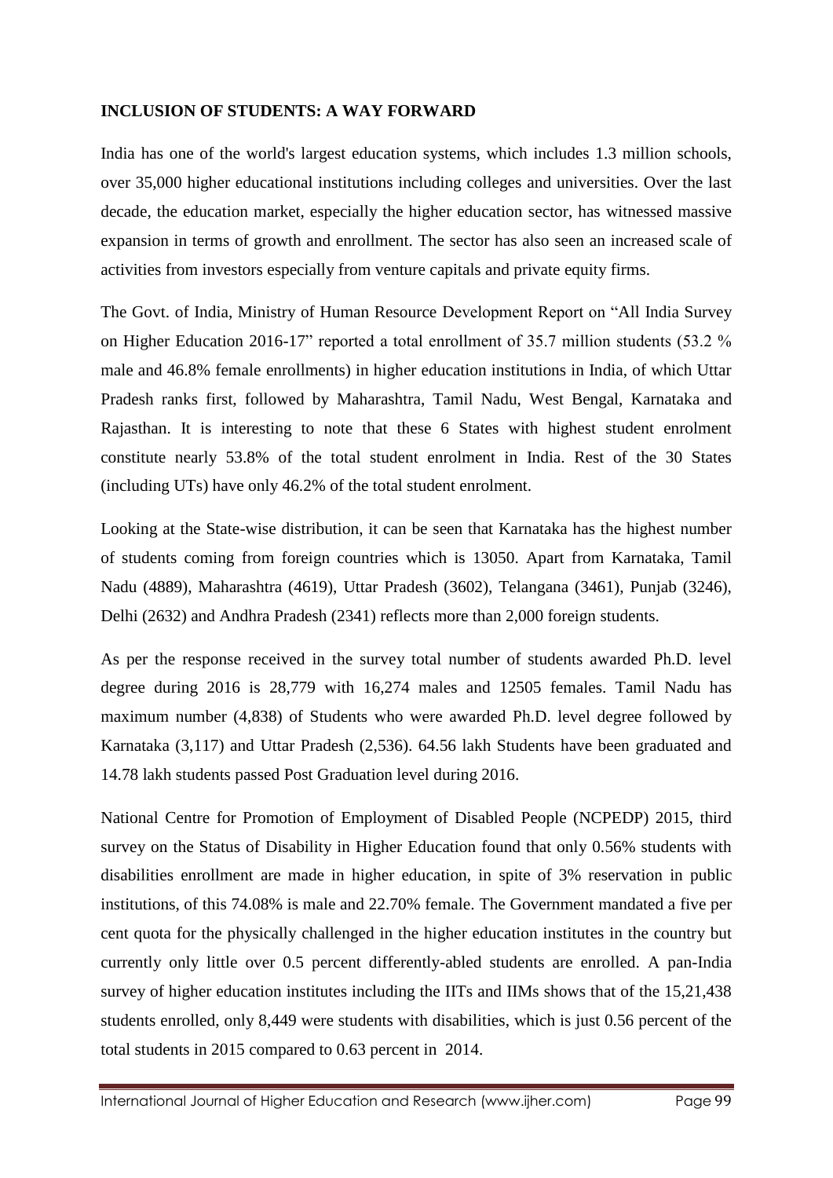**INCLUSION OF STUDENTS: A WAY FORWARD**

India has one of the world's largest education systems, which includes 1.3 million schools, over 35,000 higher educational institutions including colleges and universities. Over the last decade, the education market, especially the higher education sector, has witnessed massive expansion in terms of growth and enrollment. The sector has also seen an increased scale of activities from investors especially from venture capitals and private equity firms.

The Govt. of India, Ministry of Human Resource Development Report on "All India Survey on Higher Education 2016-17" reported a total enrollment of 35.7 million students (53.2 % male and 46.8% female enrollments) in higher education institutions in India, of which Uttar Pradesh ranks first, followed by Maharashtra, Tamil Nadu, West Bengal, Karnataka and Rajasthan. It is interesting to note that these 6 States with highest student enrolment constitute nearly 53.8% of the total student enrolment in India. Rest of the 30 States (including UTs) have only 46.2% of the total student enrolment.

Looking at the State-wise distribution, it can be seen that Karnataka has the highest number of students coming from foreign countries which is 13050. Apart from Karnataka, Tamil Nadu (4889), Maharashtra (4619), Uttar Pradesh (3602), Telangana (3461), Punjab (3246), Delhi (2632) and Andhra Pradesh (2341) reflects more than 2,000 foreign students.

As per the response received in the survey total number of students awarded Ph.D. level degree during 2016 is 28,779 with 16,274 males and 12505 females. Tamil Nadu has maximum number (4,838) of Students who were awarded Ph.D. level degree followed by Karnataka (3,117) and Uttar Pradesh (2,536). 64.56 lakh Students have been graduated and 14.78 lakh students passed Post Graduation level during 2016.

National Centre for Promotion of Employment of Disabled People (NCPEDP) 2015, third survey on the Status of Disability in Higher Education found that only 0.56% students with disabilities enrollment are made in higher education, in spite of 3% reservation in public institutions, of this 74.08% is male and 22.70% female. The Government mandated a five per cent quota for the physically challenged in the higher education institutes in the country but currently only little over 0.5 percent differently-abled students are enrolled. A pan-India survey of higher education institutes including the IITs and IIMs shows that of the 15,21,438 students enrolled, only 8,449 were students with disabilities, which is just 0.56 percent of the total students in 2015 compared to 0.63 percent in 2014.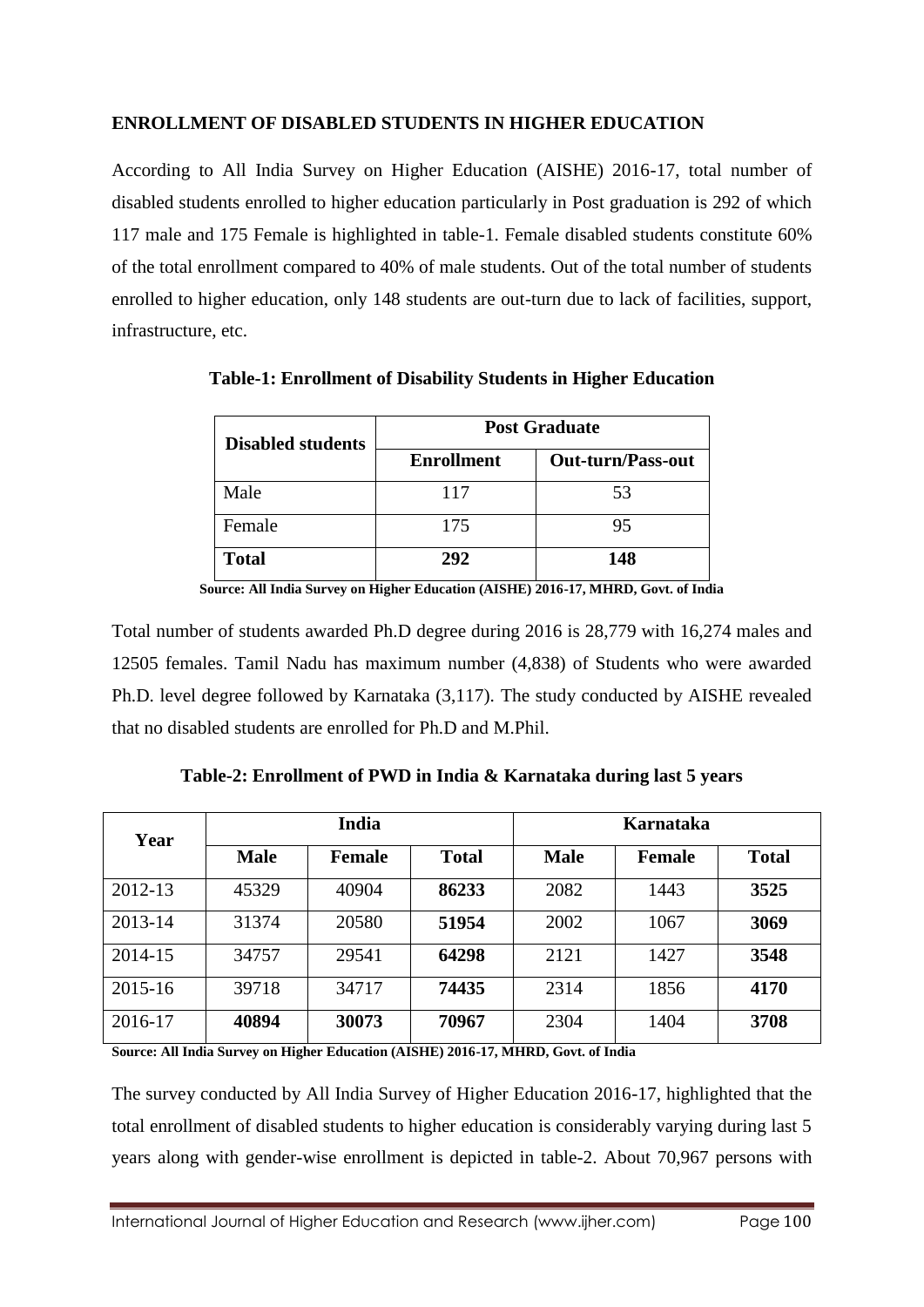**ENROLLMENT OF DISABLED STUDENTS IN HIGHER EDUCATION**

According to All India Survey on Higher Education (AISHE) 2016-17, total number of disabled students enrolled to higher education particularly in Post graduation is 292 of which 117 male and 175 Female is highlighted in table-1. Female disabled students constitute 60% of the total enrollment compared to 40% of male students. Out of the total number of students enrolled to higher education, only 148 students are out-turn due to lack of facilities, support, infrastructure, etc.

**Table-1: Enrollment of Disability Students in Higher Education**

| Disabled students | Post Graduate | |
|---|---|---|
| | **Enrollment** | **Out-turn/Pass-out** |
| Male | 117 | 53 |
| Female | 175 | 95 |
| **Total** | **292** | **148** |

**Source: All India Survey on Higher Education (AISHE) 2016-17, MHRD, Govt. of India**

Total number of students awarded Ph.D degree during 2016 is 28,779 with 16,274 males and 12505 females. Tamil Nadu has maximum number (4,838) of Students who were awarded Ph.D. level degree followed by Karnataka (3,117). The study conducted by AISHE revealed that no disabled students are enrolled for Ph.D and M.Phil.

**Table-2: Enrollment of PWD in India & Karnataka during last 5 years**

| Year | India | | | Karnataka | | |
|---|---|---|---|---|---|---|
| | **Male** | **Female** | **Total** | **Male** | **Female** | **Total** |
| 2012-13 | 45329 | 40904 | **86233** | 2082 | 1443 | **3525** |
| 2013-14 | 31374 | 20580 | **51954** | 2002 | 1067 | **3069** |
| 2014-15 | 34757 | 29541 | **64298** | 2121 | 1427 | **3548** |
| 2015-16 | 39718 | 34717 | **74435** | 2314 | 1856 | **4170** |
| 2016-17 | **40894** | **30073** | **70967** | 2304 | 1404 | **3708** |

**Source: All India Survey on Higher Education (AISHE) 2016-17, MHRD, Govt. of India**

The survey conducted by All India Survey of Higher Education 2016-17, highlighted that the total enrollment of disabled students to higher education is considerably varying during last 5 years along with gender-wise enrollment is depicted in table-2. About 70,967 persons with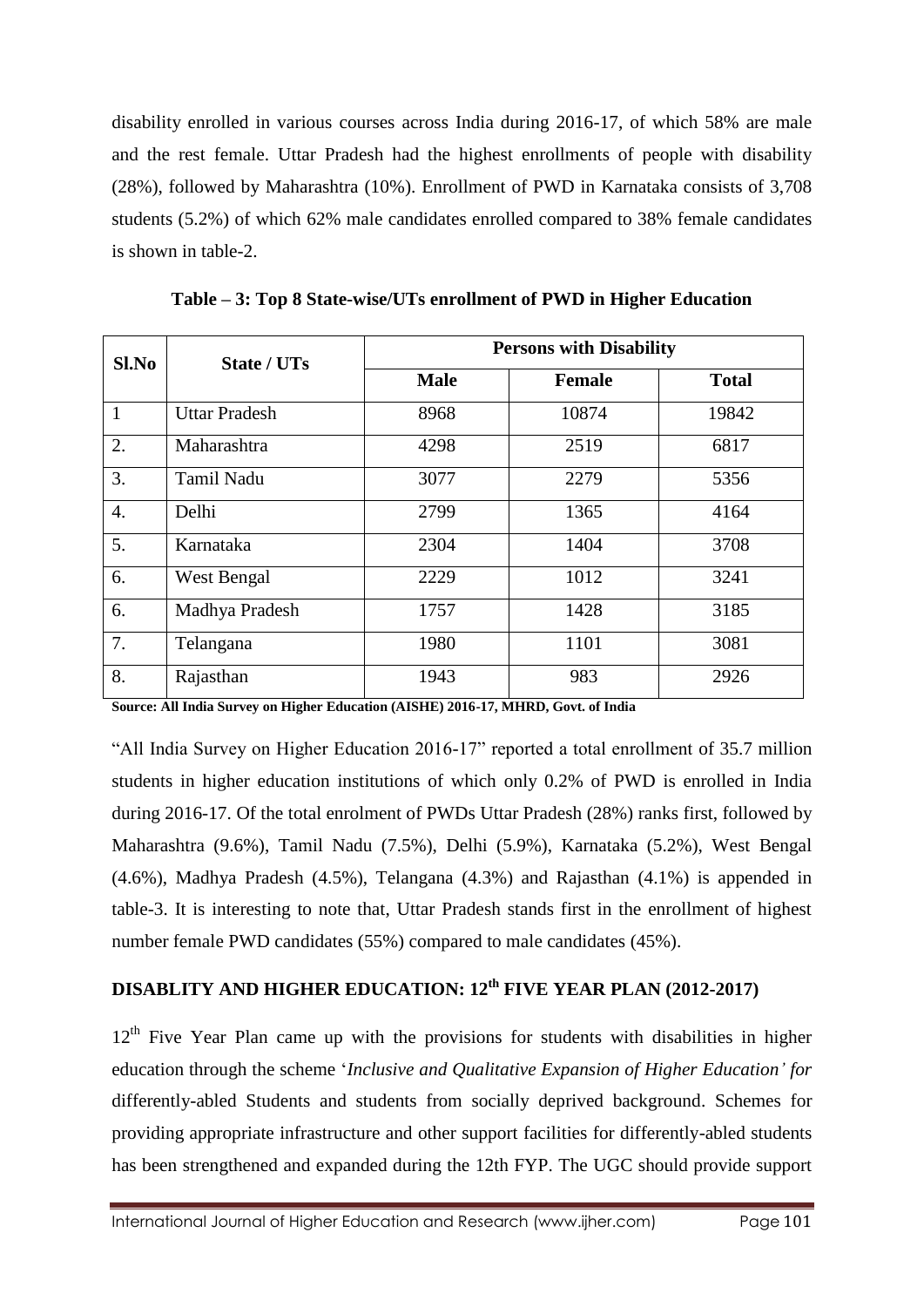disability enrolled in various courses across India during 2016-17, of which 58% are male and the rest female. Uttar Pradesh had the highest enrollments of people with disability (28%), followed by Maharashtra (10%). Enrollment of PWD in Karnataka consists of 3,708 students (5.2%) of which 62% male candidates enrolled compared to 38% female candidates is shown in table-2.

**Table – 3: Top 8 State-wise/UTs enrollment of PWD in Higher Education**

| Sl.No | State / UTs | Persons with Disability | | |
|---|---|---|---|---|
| | | Male | Female | Total |
| 1 | Uttar Pradesh | 8968 | 10874 | 19842 |
| 2. | Maharashtra | 4298 | 2519 | 6817 |
| 3. | Tamil Nadu | 3077 | 2279 | 5356 |
| 4. | Delhi | 2799 | 1365 | 4164 |
| 5. | Karnataka | 2304 | 1404 | 3708 |
| 6. | West Bengal | 2229 | 1012 | 3241 |
| 6. | Madhya Pradesh | 1757 | 1428 | 3185 |
| 7. | Telangana | 1980 | 1101 | 3081 |
| 8. | Rajasthan | 1943 | 983 | 2926 |

**Source: All India Survey on Higher Education (AISHE) 2016-17, MHRD, Govt. of India**

"All India Survey on Higher Education 2016-17" reported a total enrollment of 35.7 million students in higher education institutions of which only 0.2% of PWD is enrolled in India during 2016-17. Of the total enrolment of PWDs Uttar Pradesh (28%) ranks first, followed by Maharashtra (9.6%), Tamil Nadu (7.5%), Delhi (5.9%), Karnataka (5.2%), West Bengal (4.6%), Madhya Pradesh (4.5%), Telangana (4.3%) and Rajasthan (4.1%) is appended in table-3. It is interesting to note that, Uttar Pradesh stands first in the enrollment of highest number female PWD candidates (55%) compared to male candidates (45%).

## DISABLITY AND HIGHER EDUCATION: 12th FIVE YEAR PLAN (2012-2017)

12th Five Year Plan came up with the provisions for students with disabilities in higher education through the scheme '*Inclusive and Qualitative Expansion of Higher Education' for* differently-abled Students and students from socially deprived background. Schemes for providing appropriate infrastructure and other support facilities for differently-abled students has been strengthened and expanded during the 12th FYP. The UGC should provide support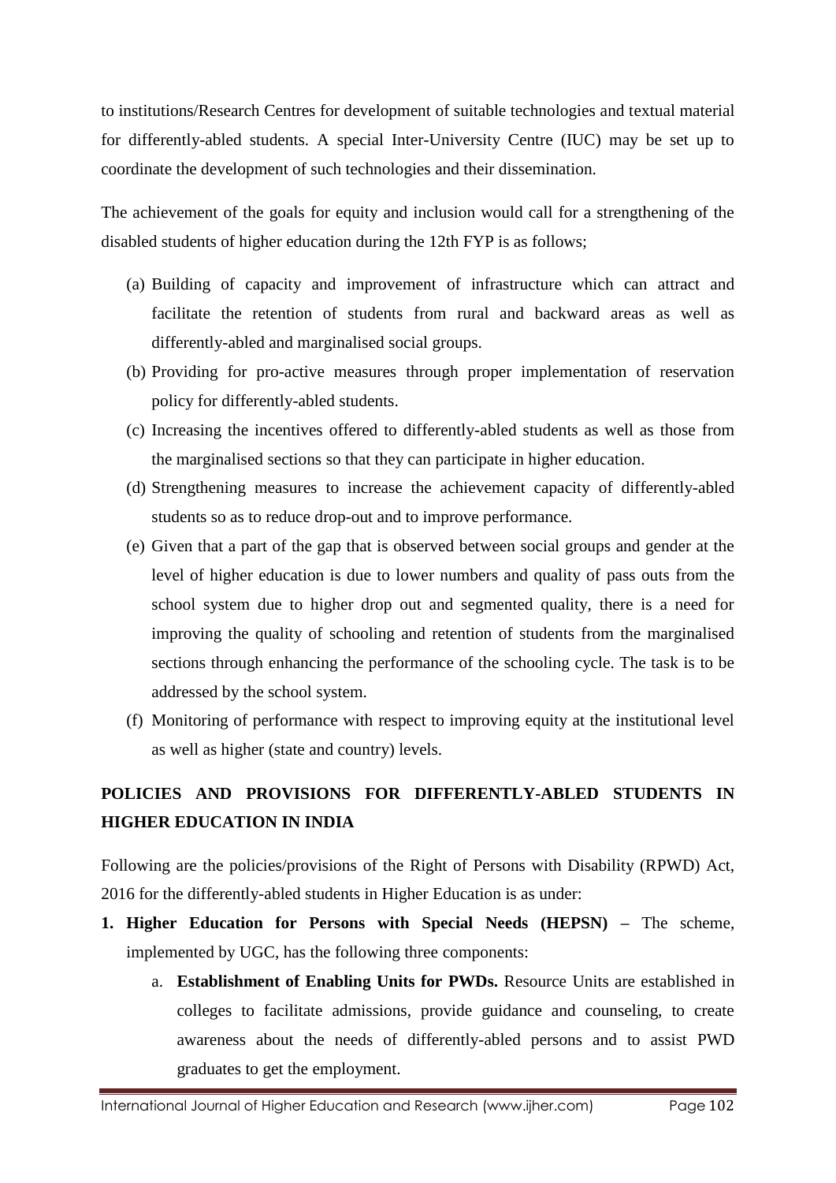to institutions/Research Centres for development of suitable technologies and textual material for differently-abled students. A special Inter-University Centre (IUC) may be set up to coordinate the development of such technologies and their dissemination.

The achievement of the goals for equity and inclusion would call for a strengthening of the disabled students of higher education during the 12th FYP is as follows;

(a) Building of capacity and improvement of infrastructure which can attract and facilitate the retention of students from rural and backward areas as well as differently-abled and marginalised social groups.

(b) Providing for pro-active measures through proper implementation of reservation policy for differently-abled students.

(c) Increasing the incentives offered to differently-abled students as well as those from the marginalised sections so that they can participate in higher education.

(d) Strengthening measures to increase the achievement capacity of differently-abled students so as to reduce drop-out and to improve performance.

(e) Given that a part of the gap that is observed between social groups and gender at the level of higher education is due to lower numbers and quality of pass outs from the school system due to higher drop out and segmented quality, there is a need for improving the quality of schooling and retention of students from the marginalised sections through enhancing the performance of the schooling cycle. The task is to be addressed by the school system.

(f) Monitoring of performance with respect to improving equity at the institutional level as well as higher (state and country) levels.

## POLICIES AND PROVISIONS FOR DIFFERENTLY-ABLED STUDENTS IN HIGHER EDUCATION IN INDIA

Following are the policies/provisions of the Right of Persons with Disability (RPWD) Act, 2016 for the differently-abled students in Higher Education is as under:

1. **Higher Education for Persons with Special Needs (HEPSN)** – The scheme, implemented by UGC, has the following three components:
   a. **Establishment of Enabling Units for PWDs.** Resource Units are established in colleges to facilitate admissions, provide guidance and counseling, to create awareness about the needs of differently-abled persons and to assist PWD graduates to get the employment.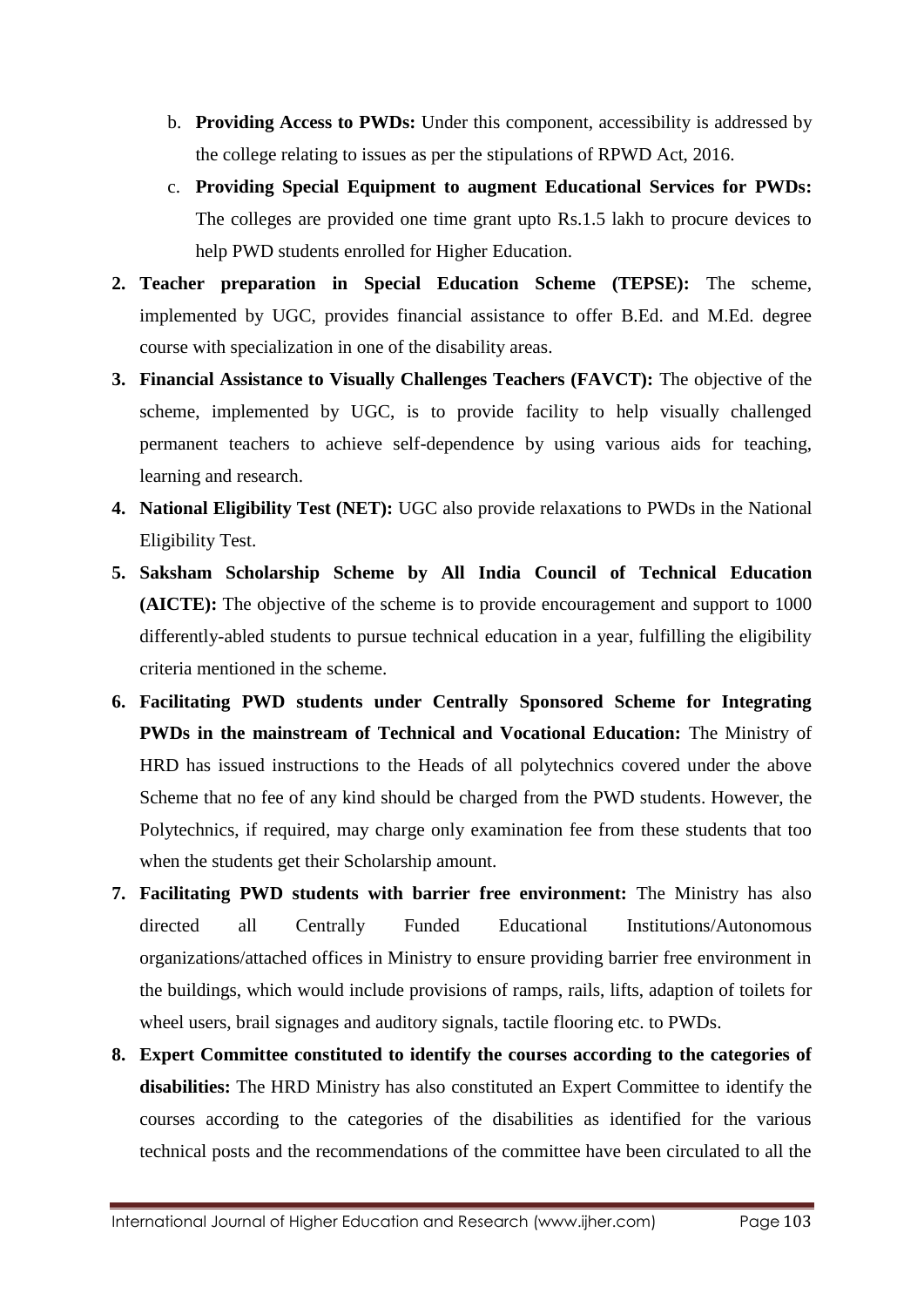b. **Providing Access to PWDs:** Under this component, accessibility is addressed by the college relating to issues as per the stipulations of RPWD Act, 2016.

   c. **Providing Special Equipment to augment Educational Services for PWDs:** The colleges are provided one time grant upto Rs.1.5 lakh to procure devices to help PWD students enrolled for Higher Education.

2. **Teacher preparation in Special Education Scheme (TEPSE):** The scheme, implemented by UGC, provides financial assistance to offer B.Ed. and M.Ed. degree course with specialization in one of the disability areas.

3. **Financial Assistance to Visually Challenges Teachers (FAVCT):** The objective of the scheme, implemented by UGC, is to provide facility to help visually challenged permanent teachers to achieve self-dependence by using various aids for teaching, learning and research.

4. **National Eligibility Test (NET):** UGC also provide relaxations to PWDs in the National Eligibility Test.

5. **Saksham Scholarship Scheme by All India Council of Technical Education (AICTE):** The objective of the scheme is to provide encouragement and support to 1000 differently-abled students to pursue technical education in a year, fulfilling the eligibility criteria mentioned in the scheme.

6. **Facilitating PWD students under Centrally Sponsored Scheme for Integrating PWDs in the mainstream of Technical and Vocational Education:** The Ministry of HRD has issued instructions to the Heads of all polytechnics covered under the above Scheme that no fee of any kind should be charged from the PWD students. However, the Polytechnics, if required, may charge only examination fee from these students that too when the students get their Scholarship amount.

7. **Facilitating PWD students with barrier free environment:** The Ministry has also directed all Centrally Funded Educational Institutions/Autonomous organizations/attached offices in Ministry to ensure providing barrier free environment in the buildings, which would include provisions of ramps, rails, lifts, adaption of toilets for wheel users, brail signages and auditory signals, tactile flooring etc. to PWDs.

8. **Expert Committee constituted to identify the courses according to the categories of disabilities:** The HRD Ministry has also constituted an Expert Committee to identify the courses according to the categories of the disabilities as identified for the various technical posts and the recommendations of the committee have been circulated to all the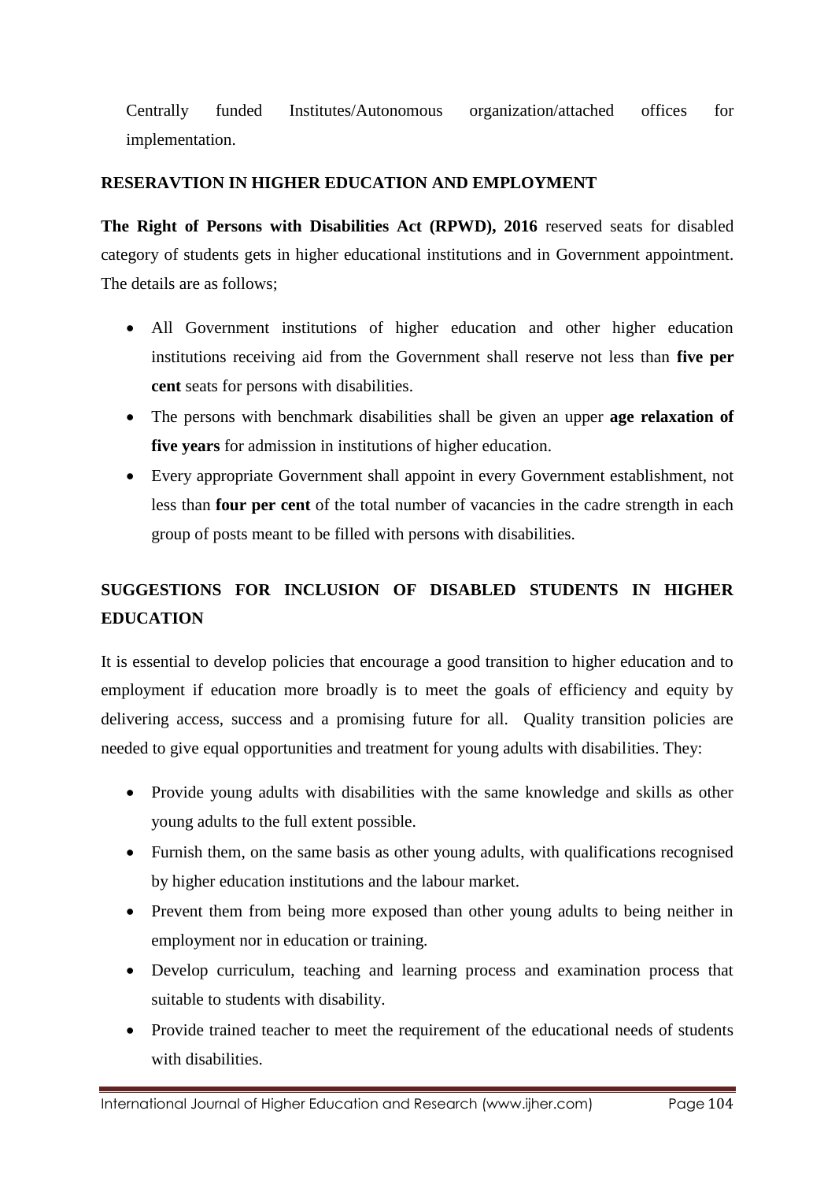Centrally funded Institutes/Autonomous organization/attached offices for implementation.

## RESERAVTION IN HIGHER EDUCATION AND EMPLOYMENT

**The Right of Persons with Disabilities Act (RPWD), 2016** reserved seats for disabled category of students gets in higher educational institutions and in Government appointment. The details are as follows;

- All Government institutions of higher education and other higher education institutions receiving aid from the Government shall reserve not less than **five per cent** seats for persons with disabilities.
- The persons with benchmark disabilities shall be given an upper **age relaxation of five years** for admission in institutions of higher education.
- Every appropriate Government shall appoint in every Government establishment, not less than **four per cent** of the total number of vacancies in the cadre strength in each group of posts meant to be filled with persons with disabilities.

## SUGGESTIONS FOR INCLUSION OF DISABLED STUDENTS IN HIGHER EDUCATION

It is essential to develop policies that encourage a good transition to higher education and to employment if education more broadly is to meet the goals of efficiency and equity by delivering access, success and a promising future for all. Quality transition policies are needed to give equal opportunities and treatment for young adults with disabilities. They:

- Provide young adults with disabilities with the same knowledge and skills as other young adults to the full extent possible.
- Furnish them, on the same basis as other young adults, with qualifications recognised by higher education institutions and the labour market.
- Prevent them from being more exposed than other young adults to being neither in employment nor in education or training.
- Develop curriculum, teaching and learning process and examination process that suitable to students with disability.
- Provide trained teacher to meet the requirement of the educational needs of students with disabilities.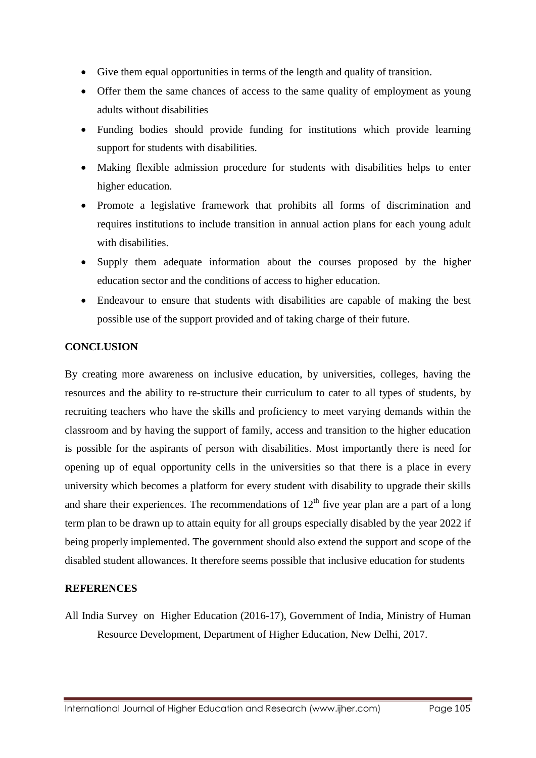- Give them equal opportunities in terms of the length and quality of transition.
- Offer them the same chances of access to the same quality of employment as young adults without disabilities
- Funding bodies should provide funding for institutions which provide learning support for students with disabilities.
- Making flexible admission procedure for students with disabilities helps to enter higher education.
- Promote a legislative framework that prohibits all forms of discrimination and requires institutions to include transition in annual action plans for each young adult with disabilities.
- Supply them adequate information about the courses proposed by the higher education sector and the conditions of access to higher education.
- Endeavour to ensure that students with disabilities are capable of making the best possible use of the support provided and of taking charge of their future.

## CONCLUSION

By creating more awareness on inclusive education, by universities, colleges, having the resources and the ability to re-structure their curriculum to cater to all types of students, by recruiting teachers who have the skills and proficiency to meet varying demands within the classroom and by having the support of family, access and transition to the higher education is possible for the aspirants of person with disabilities. Most importantly there is need for opening up of equal opportunity cells in the universities so that there is a place in every university which becomes a platform for every student with disability to upgrade their skills and share their experiences. The recommendations of 12th five year plan are a part of a long term plan to be drawn up to attain equity for all groups especially disabled by the year 2022 if being properly implemented. The government should also extend the support and scope of the disabled student allowances. It therefore seems possible that inclusive education for students

## REFERENCES

All India Survey on Higher Education (2016-17), Government of India, Ministry of Human Resource Development, Department of Higher Education, New Delhi, 2017.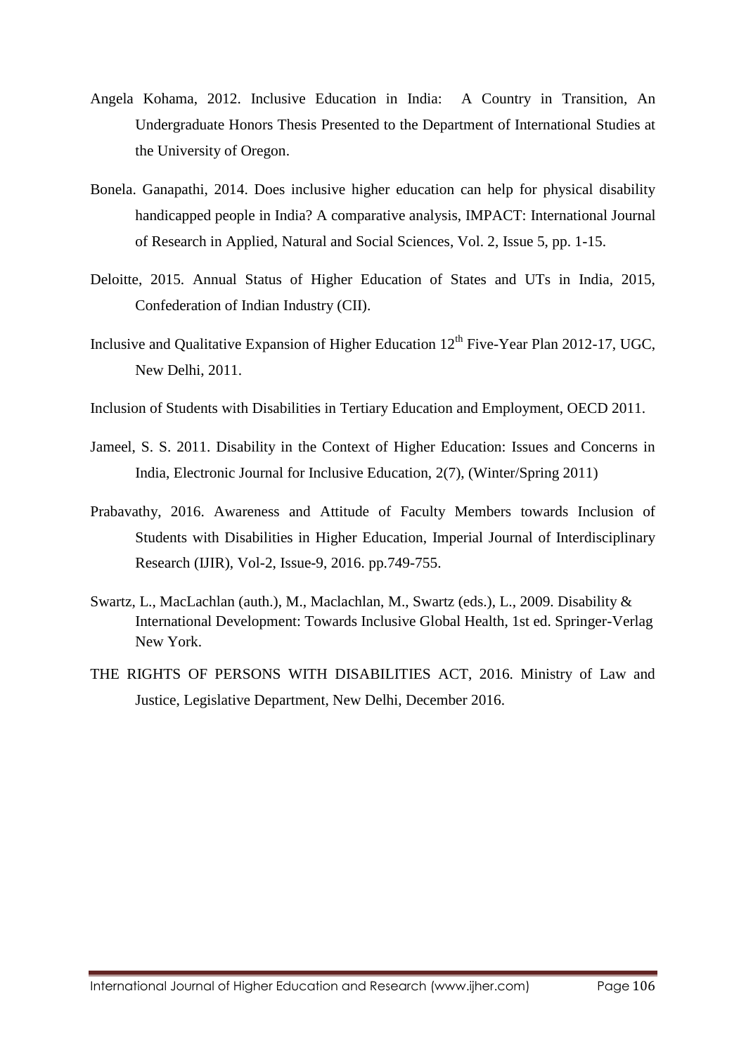Angela Kohama, 2012. Inclusive Education in India: A Country in Transition, An Undergraduate Honors Thesis Presented to the Department of International Studies at the University of Oregon.

Bonela. Ganapathi, 2014. Does inclusive higher education can help for physical disability handicapped people in India? A comparative analysis, IMPACT: International Journal of Research in Applied, Natural and Social Sciences, Vol. 2, Issue 5, pp. 1-15.

Deloitte, 2015. Annual Status of Higher Education of States and UTs in India, 2015, Confederation of Indian Industry (CII).

Inclusive and Qualitative Expansion of Higher Education 12th Five-Year Plan 2012-17, UGC, New Delhi, 2011.

Inclusion of Students with Disabilities in Tertiary Education and Employment, OECD 2011.

Jameel, S. S. 2011. Disability in the Context of Higher Education: Issues and Concerns in India, Electronic Journal for Inclusive Education, 2(7), (Winter/Spring 2011)

Prabavathy, 2016. Awareness and Attitude of Faculty Members towards Inclusion of Students with Disabilities in Higher Education, Imperial Journal of Interdisciplinary Research (IJIR), Vol-2, Issue-9, 2016. pp.749-755.

Swartz, L., MacLachlan (auth.), M., Maclachlan, M., Swartz (eds.), L., 2009. Disability & International Development: Towards Inclusive Global Health, 1st ed. Springer-Verlag New York.

THE RIGHTS OF PERSONS WITH DISABILITIES ACT, 2016. Ministry of Law and Justice, Legislative Department, New Delhi, December 2016.